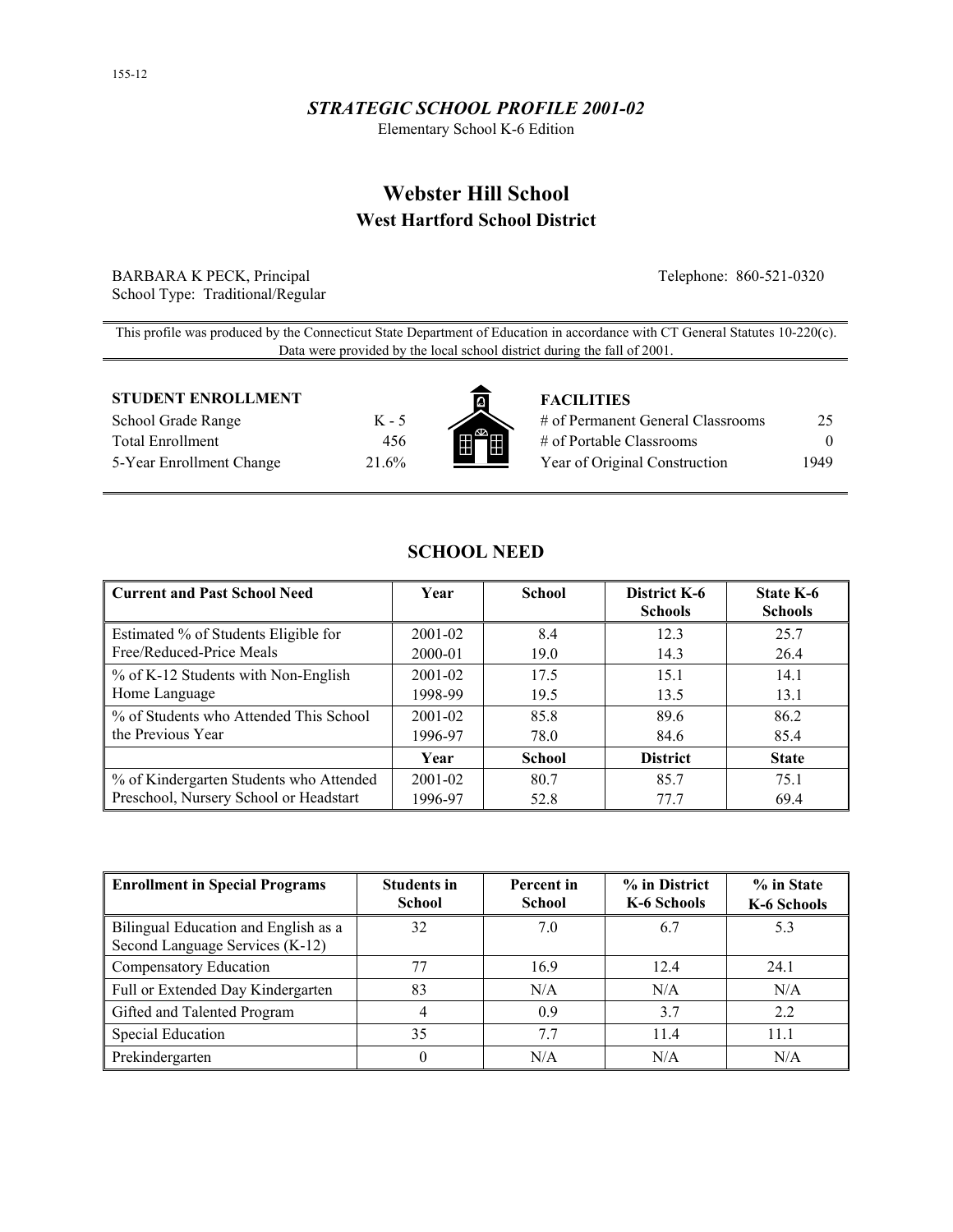155-12

### *STRATEGIC SCHOOL PROFILE 2001-02*

Elementary School K-6 Edition

# Webster Hill School

## West Hartford School District

BARBARA K PECK, Principal
School Type: Traditional/Regular

Telephone: 860-521-0320

This profile was produced by the Connecticut State Department of Education in accordance with CT General Statutes 10-220(c). Data were provided by the local school district during the fall of 2001.

**STUDENT ENROLLMENT**

| | |
|---|---|
| School Grade Range | K - 5 |
| Total Enrollment | 456 |
| 5-Year Enrollment Change | 21.6% |

**FACILITIES**

| | |
|---|---|
| # of Permanent General Classrooms | 25 |
| # of Portable Classrooms | 0 |
| Year of Original Construction | 1949 |

## SCHOOL NEED

| Current and Past School Need | Year | School | District K-6 Schools | State K-6 Schools |
|---|---|---|---|---|
| Estimated % of Students Eligible for Free/Reduced-Price Meals | 2001-02 | 8.4 | 12.3 | 25.7 |
| | 2000-01 | 19.0 | 14.3 | 26.4 |
| % of K-12 Students with Non-English Home Language | 2001-02 | 17.5 | 15.1 | 14.1 |
| | 1998-99 | 19.5 | 13.5 | 13.1 |
| % of Students who Attended This School the Previous Year | 2001-02 | 85.8 | 89.6 | 86.2 |
| | 1996-97 | 78.0 | 84.6 | 85.4 |
| | **Year** | **School** | **District** | **State** |
| % of Kindergarten Students who Attended Preschool, Nursery School or Headstart | 2001-02 | 80.7 | 85.7 | 75.1 |
| | 1996-97 | 52.8 | 77.7 | 69.4 |

| Enrollment in Special Programs | Students in School | Percent in School | % in District K-6 Schools | % in State K-6 Schools |
|---|---|---|---|---|
| Bilingual Education and English as a Second Language Services (K-12) | 32 | 7.0 | 6.7 | 5.3 |
| Compensatory Education | 77 | 16.9 | 12.4 | 24.1 |
| Full or Extended Day Kindergarten | 83 | N/A | N/A | N/A |
| Gifted and Talented Program | 4 | 0.9 | 3.7 | 2.2 |
| Special Education | 35 | 7.7 | 11.4 | 11.1 |
| Prekindergarten | 0 | N/A | N/A | N/A |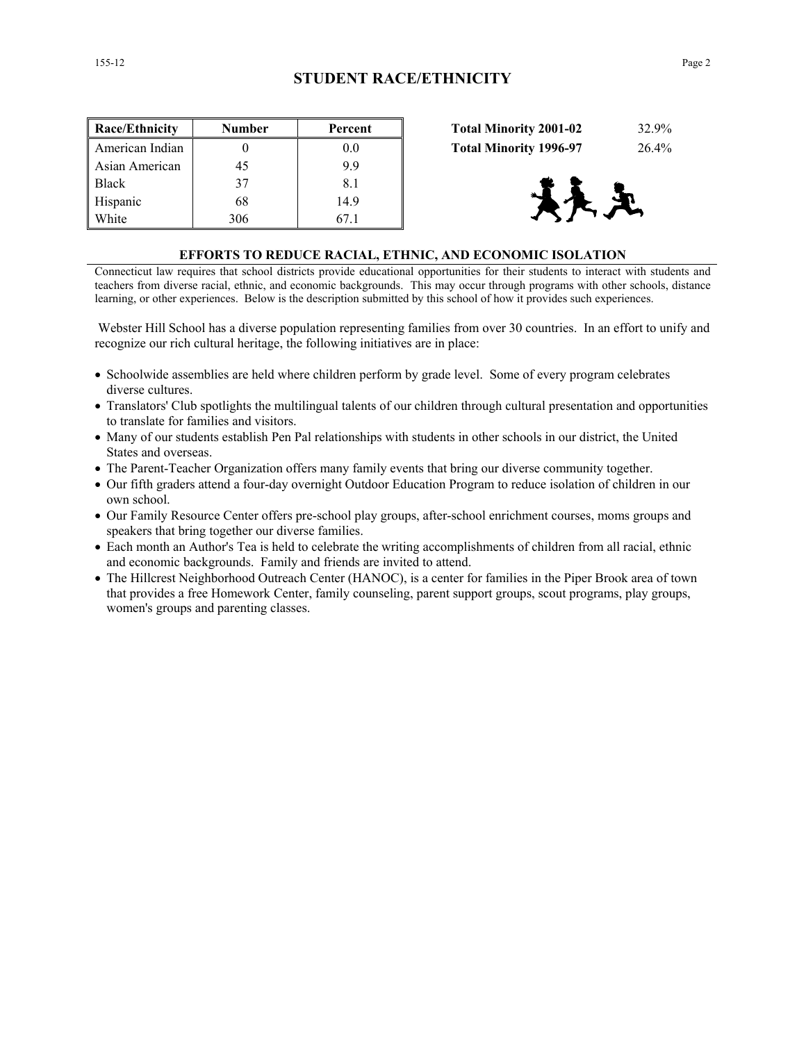## STUDENT RACE/ETHNICITY

| Race/Ethnicity | Number | Percent |
| --- | --- | --- |
| American Indian | 0 | 0.0 |
| Asian American | 45 | 9.9 |
| Black | 37 | 8.1 |
| Hispanic | 68 | 14.9 |
| White | 306 | 67.1 |

| | |
| --- | --- |
| **Total Minority 2001-02** | 32.9% |
| **Total Minority 1996-97** | 26.4% |

### EFFORTS TO REDUCE RACIAL, ETHNIC, AND ECONOMIC ISOLATION

Connecticut law requires that school districts provide educational opportunities for their students to interact with students and teachers from diverse racial, ethnic, and economic backgrounds. This may occur through programs with other schools, distance learning, or other experiences. Below is the description submitted by this school of how it provides such experiences.

Webster Hill School has a diverse population representing families from over 30 countries. In an effort to unify and recognize our rich cultural heritage, the following initiatives are in place:

- Schoolwide assemblies are held where children perform by grade level. Some of every program celebrates diverse cultures.
- Translators' Club spotlights the multilingual talents of our children through cultural presentation and opportunities to translate for families and visitors.
- Many of our students establish Pen Pal relationships with students in other schools in our district, the United States and overseas.
- The Parent-Teacher Organization offers many family events that bring our diverse community together.
- Our fifth graders attend a four-day overnight Outdoor Education Program to reduce isolation of children in our own school.
- Our Family Resource Center offers pre-school play groups, after-school enrichment courses, moms groups and speakers that bring together our diverse families.
- Each month an Author's Tea is held to celebrate the writing accomplishments of children from all racial, ethnic and economic backgrounds. Family and friends are invited to attend.
- The Hillcrest Neighborhood Outreach Center (HANOC), is a center for families in the Piper Brook area of town that provides a free Homework Center, family counseling, parent support groups, scout programs, play groups, women's groups and parenting classes.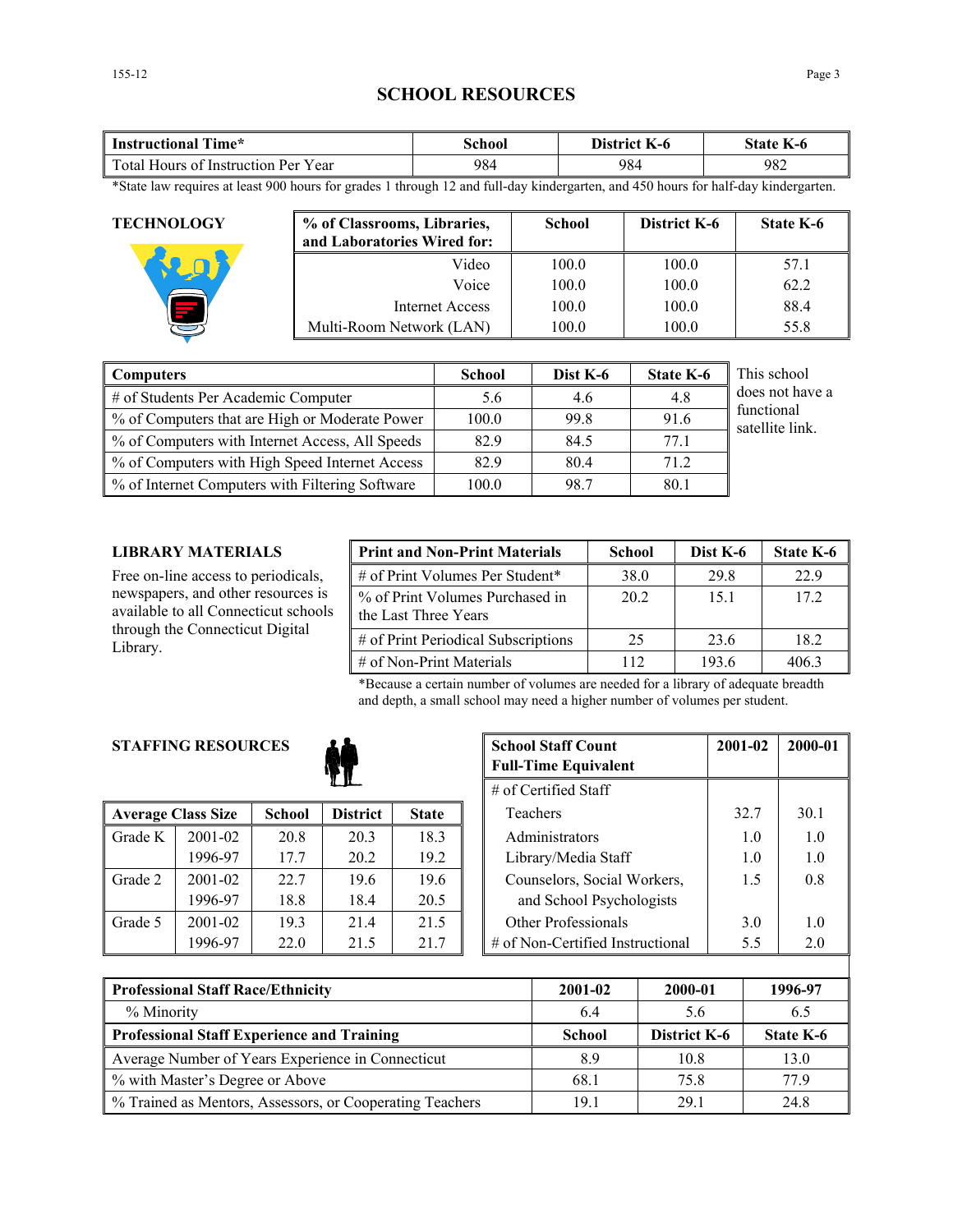# SCHOOL RESOURCES

| Instructional Time* | School | District K-6 | State K-6 |
|---|---|---|---|
| Total Hours of Instruction Per Year | 984 | 984 | 982 |

*State law requires at least 900 hours for grades 1 through 12 and full-day kindergarten, and 450 hours for half-day kindergarten.

## TECHNOLOGY

| % of Classrooms, Libraries, and Laboratories Wired for: | School | District K-6 | State K-6 |
|---|---|---|---|
| Video | 100.0 | 100.0 | 57.1 |
| Voice | 100.0 | 100.0 | 62.2 |
| Internet Access | 100.0 | 100.0 | 88.4 |
| Multi-Room Network (LAN) | 100.0 | 100.0 | 55.8 |

| Computers | School | Dist K-6 | State K-6 |
|---|---|---|---|
| # of Students Per Academic Computer | 5.6 | 4.6 | 4.8 |
| % of Computers that are High or Moderate Power | 100.0 | 99.8 | 91.6 |
| % of Computers with Internet Access, All Speeds | 82.9 | 84.5 | 77.1 |
| % of Computers with High Speed Internet Access | 82.9 | 80.4 | 71.2 |
| % of Internet Computers with Filtering Software | 100.0 | 98.7 | 80.1 |

This school does not have a functional satellite link.

## LIBRARY MATERIALS

Free on-line access to periodicals, newspapers, and other resources is available to all Connecticut schools through the Connecticut Digital Library.

| Print and Non-Print Materials | School | Dist K-6 | State K-6 |
|---|---|---|---|
| # of Print Volumes Per Student* | 38.0 | 29.8 | 22.9 |
| % of Print Volumes Purchased in the Last Three Years | 20.2 | 15.1 | 17.2 |
| # of Print Periodical Subscriptions | 25 | 23.6 | 18.2 |
| # of Non-Print Materials | 112 | 193.6 | 406.3 |

*Because a certain number of volumes are needed for a library of adequate breadth and depth, a small school may need a higher number of volumes per student.

## STAFFING RESOURCES

| Average Class Size | | School | District | State |
|---|---|---|---|---|
| Grade K | 2001-02 | 20.8 | 20.3 | 18.3 |
| | 1996-97 | 17.7 | 20.2 | 19.2 |
| Grade 2 | 2001-02 | 22.7 | 19.6 | 19.6 |
| | 1996-97 | 18.8 | 18.4 | 20.5 |
| Grade 5 | 2001-02 | 19.3 | 21.4 | 21.5 |
| | 1996-97 | 22.0 | 21.5 | 21.7 |

| School Staff Count Full-Time Equivalent | 2001-02 | 2000-01 |
|---|---|---|
| # of Certified Staff | | |
| Teachers | 32.7 | 30.1 |
| Administrators | 1.0 | 1.0 |
| Library/Media Staff | 1.0 | 1.0 |
| Counselors, Social Workers, and School Psychologists | 1.5 | 0.8 |
| Other Professionals | 3.0 | 1.0 |
| # of Non-Certified Instructional | 5.5 | 2.0 |

| Professional Staff Race/Ethnicity | 2001-02 | 2000-01 | 1996-97 |
|---|---|---|---|
| % Minority | 6.4 | 5.6 | 6.5 |
| **Professional Staff Experience and Training** | **School** | **District K-6** | **State K-6** |
| Average Number of Years Experience in Connecticut | 8.9 | 10.8 | 13.0 |
| % with Master's Degree or Above | 68.1 | 75.8 | 77.9 |
| % Trained as Mentors, Assessors, or Cooperating Teachers | 19.1 | 29.1 | 24.8 |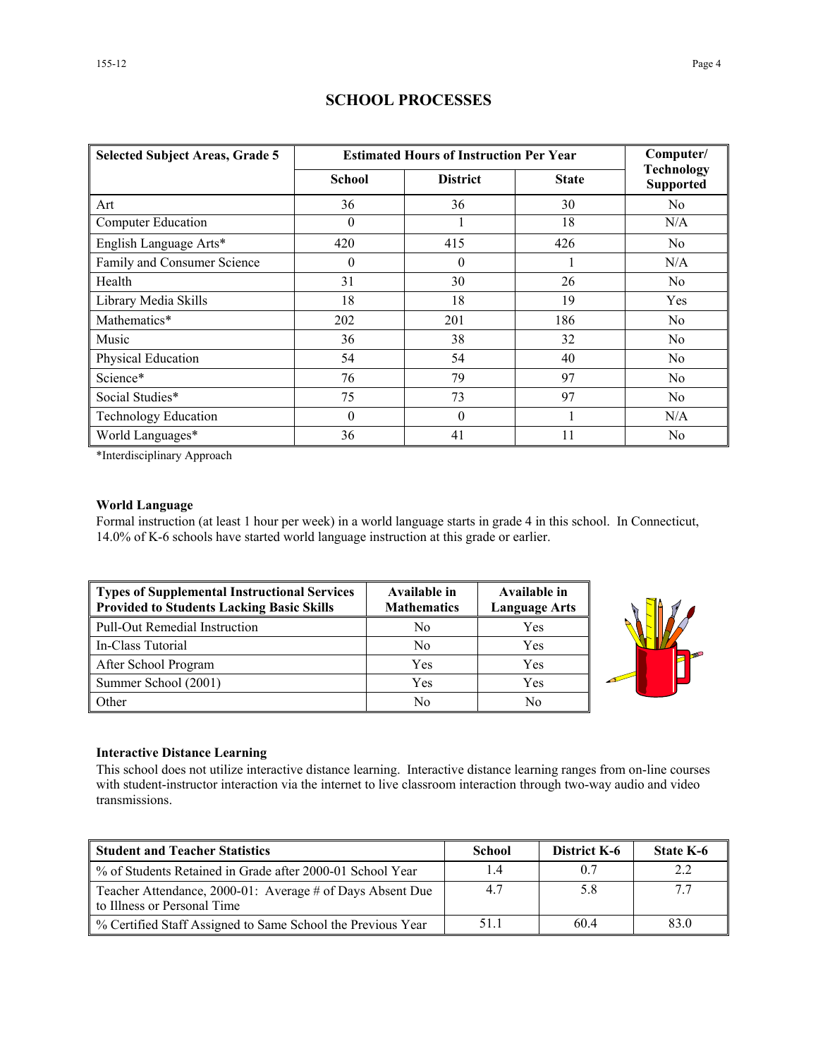# SCHOOL PROCESSES

| Selected Subject Areas, Grade 5 | Estimated Hours of Instruction Per Year | | | Computer/ Technology Supported |
|---|---|---|---|---|
| | School | District | State | |
| Art | 36 | 36 | 30 | No |
| Computer Education | 0 | 1 | 18 | N/A |
| English Language Arts* | 420 | 415 | 426 | No |
| Family and Consumer Science | 0 | 0 | 1 | N/A |
| Health | 31 | 30 | 26 | No |
| Library Media Skills | 18 | 18 | 19 | Yes |
| Mathematics* | 202 | 201 | 186 | No |
| Music | 36 | 38 | 32 | No |
| Physical Education | 54 | 54 | 40 | No |
| Science* | 76 | 79 | 97 | No |
| Social Studies* | 75 | 73 | 97 | No |
| Technology Education | 0 | 0 | 1 | N/A |
| World Languages* | 36 | 41 | 11 | No |

*Interdisciplinary Approach

**World Language**

Formal instruction (at least 1 hour per week) in a world language starts in grade 4 in this school. In Connecticut, 14.0% of K-6 schools have started world language instruction at this grade or earlier.

| Types of Supplemental Instructional Services Provided to Students Lacking Basic Skills | Available in Mathematics | Available in Language Arts |
|---|---|---|
| Pull-Out Remedial Instruction | No | Yes |
| In-Class Tutorial | No | Yes |
| After School Program | Yes | Yes |
| Summer School (2001) | Yes | Yes |
| Other | No | No |

**Interactive Distance Learning**

This school does not utilize interactive distance learning. Interactive distance learning ranges from on-line courses with student-instructor interaction via the internet to live classroom interaction through two-way audio and video transmissions.

| Student and Teacher Statistics | School | District K-6 | State K-6 |
|---|---|---|---|
| % of Students Retained in Grade after 2000-01 School Year | 1.4 | 0.7 | 2.2 |
| Teacher Attendance, 2000-01: Average # of Days Absent Due to Illness or Personal Time | 4.7 | 5.8 | 7.7 |
| % Certified Staff Assigned to Same School the Previous Year | 51.1 | 60.4 | 83.0 |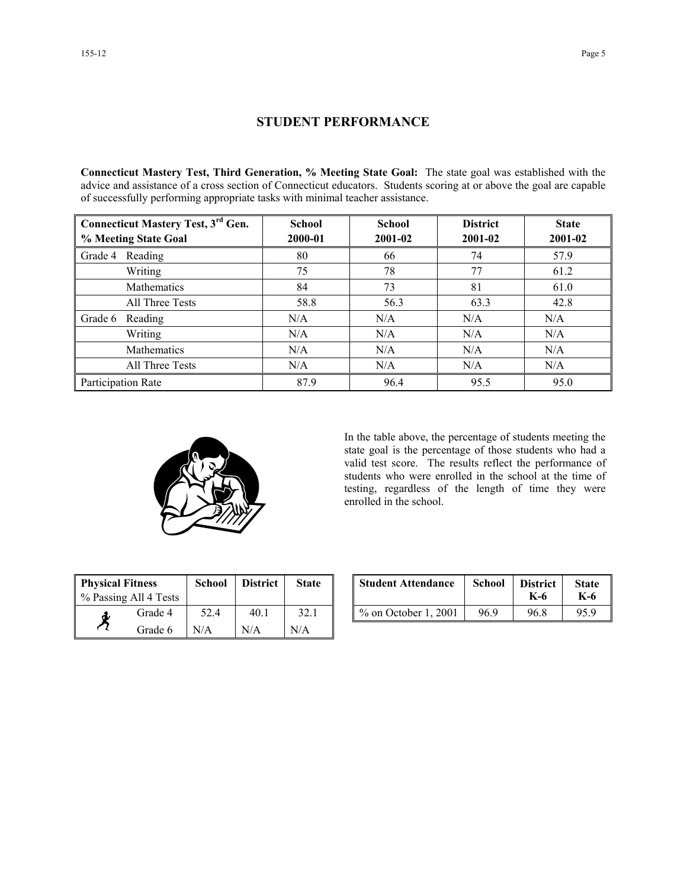## STUDENT PERFORMANCE

**Connecticut Mastery Test, Third Generation, % Meeting State Goal:** The state goal was established with the advice and assistance of a cross section of Connecticut educators. Students scoring at or above the goal are capable of successfully performing appropriate tasks with minimal teacher assistance.

| Connecticut Mastery Test, 3rd Gen. % Meeting State Goal | | School 2000-01 | School 2001-02 | District 2001-02 | State 2001-02 |
|---|---|---|---|---|---|
| Grade 4 | Reading | 80 | 66 | 74 | 57.9 |
| | Writing | 75 | 78 | 77 | 61.2 |
| | Mathematics | 84 | 73 | 81 | 61.0 |
| | All Three Tests | 58.8 | 56.3 | 63.3 | 42.8 |
| Grade 6 | Reading | N/A | N/A | N/A | N/A |
| | Writing | N/A | N/A | N/A | N/A |
| | Mathematics | N/A | N/A | N/A | N/A |
| | All Three Tests | N/A | N/A | N/A | N/A |
| Participation Rate | | 87.9 | 96.4 | 95.5 | 95.0 |

In the table above, the percentage of students meeting the state goal is the percentage of those students who had a valid test score. The results reflect the performance of students who were enrolled in the school at the time of testing, regardless of the length of time they were enrolled in the school.

| Physical Fitness % Passing All 4 Tests | School | District | State |
|---|---|---|---|
| Grade 4 | 52.4 | 40.1 | 32.1 |
| Grade 6 | N/A | N/A | N/A |

| Student Attendance | School | District K-6 | State K-6 |
|---|---|---|---|
| % on October 1, 2001 | 96.9 | 96.8 | 95.9 |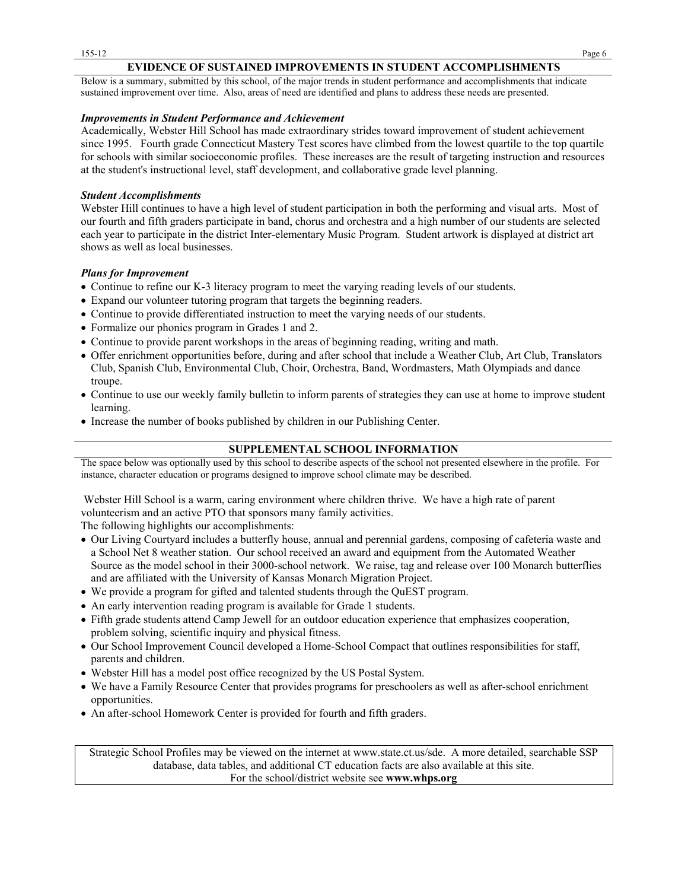## EVIDENCE OF SUSTAINED IMPROVEMENTS IN STUDENT ACCOMPLISHMENTS

Below is a summary, submitted by this school, of the major trends in student performance and accomplishments that indicate sustained improvement over time. Also, areas of need are identified and plans to address these needs are presented.

### *Improvements in Student Performance and Achievement*

Academically, Webster Hill School has made extraordinary strides toward improvement of student achievement since 1995. Fourth grade Connecticut Mastery Test scores have climbed from the lowest quartile to the top quartile for schools with similar socioeconomic profiles. These increases are the result of targeting instruction and resources at the student's instructional level, staff development, and collaborative grade level planning.

### *Student Accomplishments*

Webster Hill continues to have a high level of student participation in both the performing and visual arts. Most of our fourth and fifth graders participate in band, chorus and orchestra and a high number of our students are selected each year to participate in the district Inter-elementary Music Program. Student artwork is displayed at district art shows as well as local businesses.

### *Plans for Improvement*

- Continue to refine our K-3 literacy program to meet the varying reading levels of our students.
- Expand our volunteer tutoring program that targets the beginning readers.
- Continue to provide differentiated instruction to meet the varying needs of our students.
- Formalize our phonics program in Grades 1 and 2.
- Continue to provide parent workshops in the areas of beginning reading, writing and math.
- Offer enrichment opportunities before, during and after school that include a Weather Club, Art Club, Translators Club, Spanish Club, Environmental Club, Choir, Orchestra, Band, Wordmasters, Math Olympiads and dance troupe.
- Continue to use our weekly family bulletin to inform parents of strategies they can use at home to improve student learning.
- Increase the number of books published by children in our Publishing Center.

## SUPPLEMENTAL SCHOOL INFORMATION

The space below was optionally used by this school to describe aspects of the school not presented elsewhere in the profile. For instance, character education or programs designed to improve school climate may be described.

Webster Hill School is a warm, caring environment where children thrive. We have a high rate of parent volunteerism and an active PTO that sponsors many family activities.
The following highlights our accomplishments:

- Our Living Courtyard includes a butterfly house, annual and perennial gardens, composing of cafeteria waste and a School Net 8 weather station. Our school received an award and equipment from the Automated Weather Source as the model school in their 3000-school network. We raise, tag and release over 100 Monarch butterflies and are affiliated with the University of Kansas Monarch Migration Project.
- We provide a program for gifted and talented students through the QuEST program.
- An early intervention reading program is available for Grade 1 students.
- Fifth grade students attend Camp Jewell for an outdoor education experience that emphasizes cooperation, problem solving, scientific inquiry and physical fitness.
- Our School Improvement Council developed a Home-School Compact that outlines responsibilities for staff, parents and children.
- Webster Hill has a model post office recognized by the US Postal System.
- We have a Family Resource Center that provides programs for preschoolers as well as after-school enrichment opportunities.
- An after-school Homework Center is provided for fourth and fifth graders.

Strategic School Profiles may be viewed on the internet at www.state.ct.us/sde. A more detailed, searchable SSP database, data tables, and additional CT education facts are also available at this site.
For the school/district website see **www.whps.org**